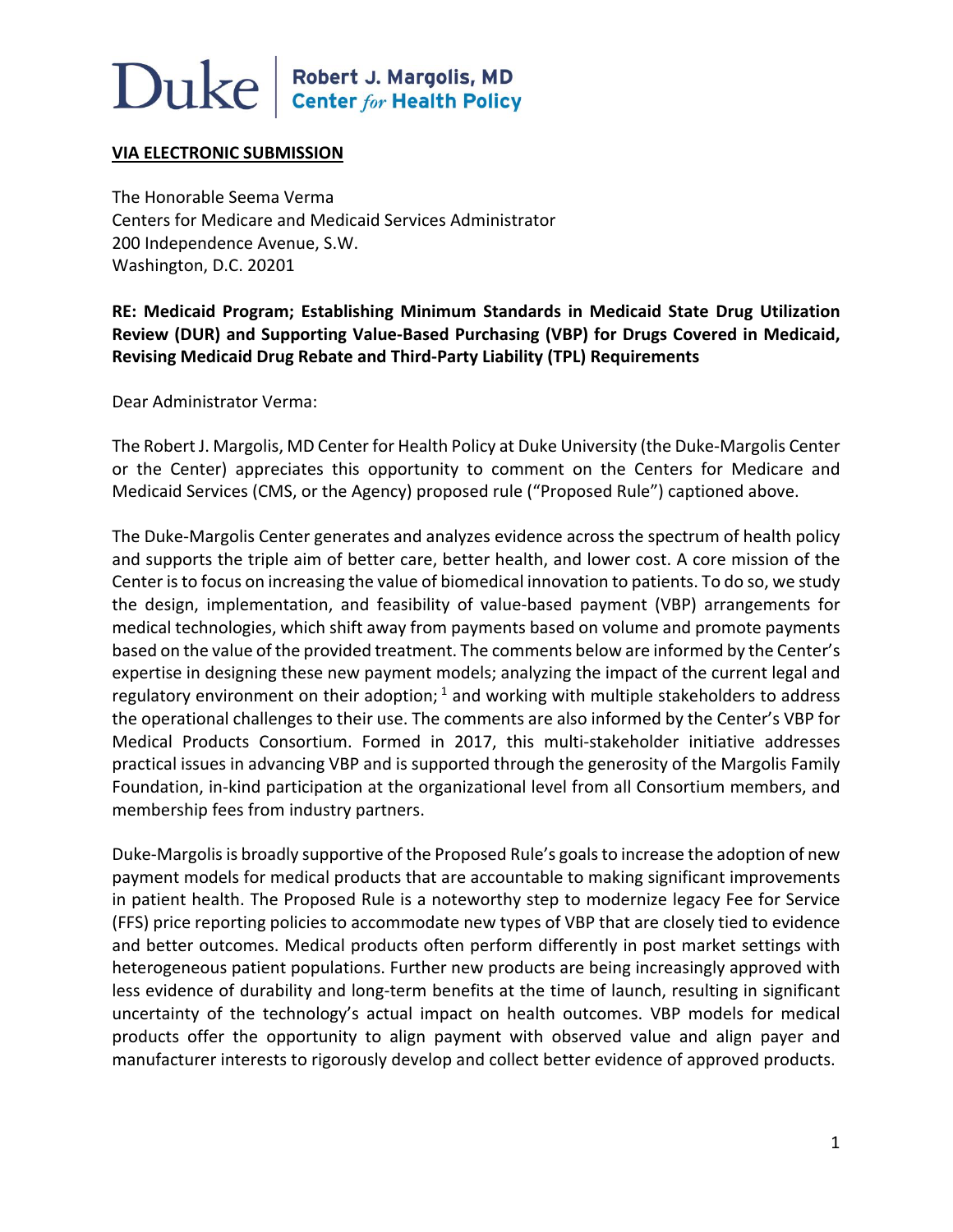Duke | Robert J. Margolis, MD Center *for* Health Policy

**VIA ELECTRONIC SUBMISSION**

The Honorable Seema Verma
Centers for Medicare and Medicaid Services Administrator
200 Independence Avenue, S.W.
Washington, D.C. 20201

**RE: Medicaid Program; Establishing Minimum Standards in Medicaid State Drug Utilization Review (DUR) and Supporting Value-Based Purchasing (VBP) for Drugs Covered in Medicaid, Revising Medicaid Drug Rebate and Third-Party Liability (TPL) Requirements**

Dear Administrator Verma:

The Robert J. Margolis, MD Center for Health Policy at Duke University (the Duke-Margolis Center or the Center) appreciates this opportunity to comment on the Centers for Medicare and Medicaid Services (CMS, or the Agency) proposed rule ("Proposed Rule") captioned above.

The Duke-Margolis Center generates and analyzes evidence across the spectrum of health policy and supports the triple aim of better care, better health, and lower cost. A core mission of the Center is to focus on increasing the value of biomedical innovation to patients. To do so, we study the design, implementation, and feasibility of value-based payment (VBP) arrangements for medical technologies, which shift away from payments based on volume and promote payments based on the value of the provided treatment. The comments below are informed by the Center's expertise in designing these new payment models; analyzing the impact of the current legal and regulatory environment on their adoption; [1] and working with multiple stakeholders to address the operational challenges to their use. The comments are also informed by the Center's VBP for Medical Products Consortium. Formed in 2017, this multi-stakeholder initiative addresses practical issues in advancing VBP and is supported through the generosity of the Margolis Family Foundation, in-kind participation at the organizational level from all Consortium members, and membership fees from industry partners.

Duke-Margolis is broadly supportive of the Proposed Rule's goals to increase the adoption of new payment models for medical products that are accountable to making significant improvements in patient health. The Proposed Rule is a noteworthy step to modernize legacy Fee for Service (FFS) price reporting policies to accommodate new types of VBP that are closely tied to evidence and better outcomes. Medical products often perform differently in post market settings with heterogeneous patient populations. Further new products are being increasingly approved with less evidence of durability and long-term benefits at the time of launch, resulting in significant uncertainty of the technology's actual impact on health outcomes. VBP models for medical products offer the opportunity to align payment with observed value and align payer and manufacturer interests to rigorously develop and collect better evidence of approved products.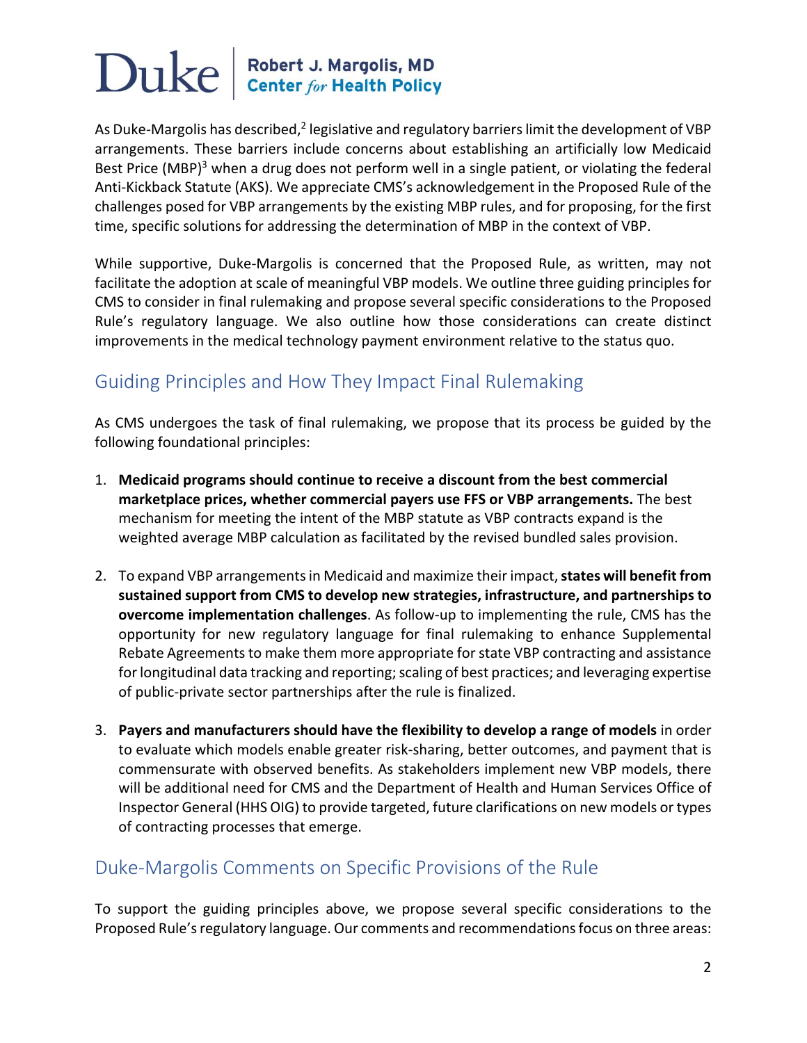As Duke-Margolis has described,[2] legislative and regulatory barriers limit the development of VBP arrangements. These barriers include concerns about establishing an artificially low Medicaid Best Price (MBP)[3] when a drug does not perform well in a single patient, or violating the federal Anti-Kickback Statute (AKS). We appreciate CMS's acknowledgement in the Proposed Rule of the challenges posed for VBP arrangements by the existing MBP rules, and for proposing, for the first time, specific solutions for addressing the determination of MBP in the context of VBP.

While supportive, Duke-Margolis is concerned that the Proposed Rule, as written, may not facilitate the adoption at scale of meaningful VBP models. We outline three guiding principles for CMS to consider in final rulemaking and propose several specific considerations to the Proposed Rule's regulatory language. We also outline how those considerations can create distinct improvements in the medical technology payment environment relative to the status quo.

## Guiding Principles and How They Impact Final Rulemaking

As CMS undergoes the task of final rulemaking, we propose that its process be guided by the following foundational principles:

1. **Medicaid programs should continue to receive a discount from the best commercial marketplace prices, whether commercial payers use FFS or VBP arrangements.** The best mechanism for meeting the intent of the MBP statute as VBP contracts expand is the weighted average MBP calculation as facilitated by the revised bundled sales provision.

2. To expand VBP arrangements in Medicaid and maximize their impact, **states will benefit from sustained support from CMS to develop new strategies, infrastructure, and partnerships to overcome implementation challenges**. As follow-up to implementing the rule, CMS has the opportunity for new regulatory language for final rulemaking to enhance Supplemental Rebate Agreements to make them more appropriate for state VBP contracting and assistance for longitudinal data tracking and reporting; scaling of best practices; and leveraging expertise of public-private sector partnerships after the rule is finalized.

3. **Payers and manufacturers should have the flexibility to develop a range of models** in order to evaluate which models enable greater risk-sharing, better outcomes, and payment that is commensurate with observed benefits. As stakeholders implement new VBP models, there will be additional need for CMS and the Department of Health and Human Services Office of Inspector General (HHS OIG) to provide targeted, future clarifications on new models or types of contracting processes that emerge.

## Duke-Margolis Comments on Specific Provisions of the Rule

To support the guiding principles above, we propose several specific considerations to the Proposed Rule's regulatory language. Our comments and recommendations focus on three areas: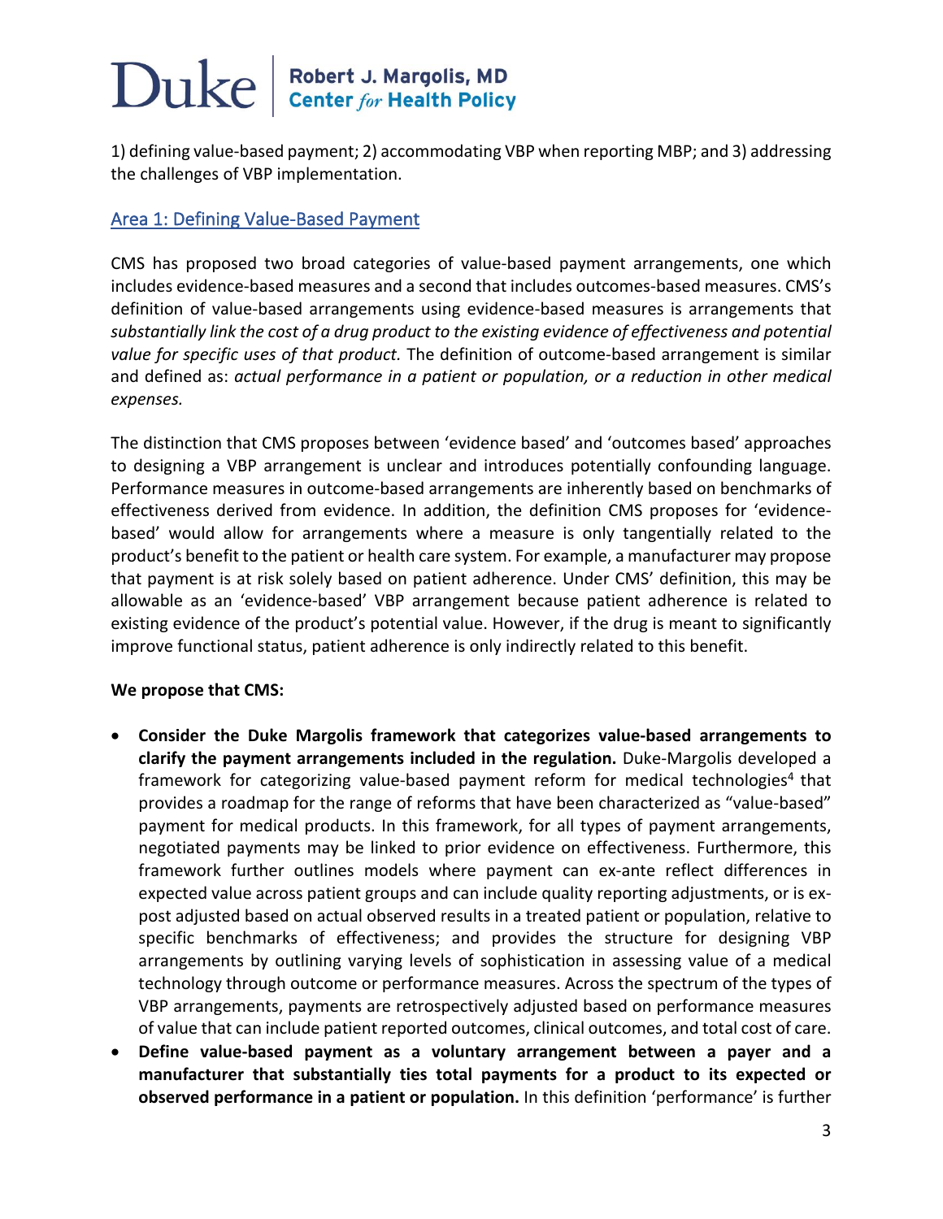1) defining value-based payment; 2) accommodating VBP when reporting MBP; and 3) addressing the challenges of VBP implementation.

## Area 1: Defining Value-Based Payment

CMS has proposed two broad categories of value-based payment arrangements, one which includes evidence-based measures and a second that includes outcomes-based measures. CMS's definition of value-based arrangements using evidence-based measures is arrangements that *substantially link the cost of a drug product to the existing evidence of effectiveness and potential value for specific uses of that product.* The definition of outcome-based arrangement is similar and defined as: *actual performance in a patient or population, or a reduction in other medical expenses.*

The distinction that CMS proposes between 'evidence based' and 'outcomes based' approaches to designing a VBP arrangement is unclear and introduces potentially confounding language. Performance measures in outcome-based arrangements are inherently based on benchmarks of effectiveness derived from evidence. In addition, the definition CMS proposes for 'evidence-based' would allow for arrangements where a measure is only tangentially related to the product's benefit to the patient or health care system. For example, a manufacturer may propose that payment is at risk solely based on patient adherence. Under CMS' definition, this may be allowable as an 'evidence-based' VBP arrangement because patient adherence is related to existing evidence of the product's potential value. However, if the drug is meant to significantly improve functional status, patient adherence is only indirectly related to this benefit.

**We propose that CMS:**

- **Consider the Duke Margolis framework that categorizes value-based arrangements to clarify the payment arrangements included in the regulation.** Duke-Margolis developed a framework for categorizing value-based payment reform for medical technologies[4] that provides a roadmap for the range of reforms that have been characterized as "value-based" payment for medical products. In this framework, for all types of payment arrangements, negotiated payments may be linked to prior evidence on effectiveness. Furthermore, this framework further outlines models where payment can ex-ante reflect differences in expected value across patient groups and can include quality reporting adjustments, or is ex-post adjusted based on actual observed results in a treated patient or population, relative to specific benchmarks of effectiveness; and provides the structure for designing VBP arrangements by outlining varying levels of sophistication in assessing value of a medical technology through outcome or performance measures. Across the spectrum of the types of VBP arrangements, payments are retrospectively adjusted based on performance measures of value that can include patient reported outcomes, clinical outcomes, and total cost of care.
- **Define value-based payment as a voluntary arrangement between a payer and a manufacturer that substantially ties total payments for a product to its expected or observed performance in a patient or population.** In this definition 'performance' is further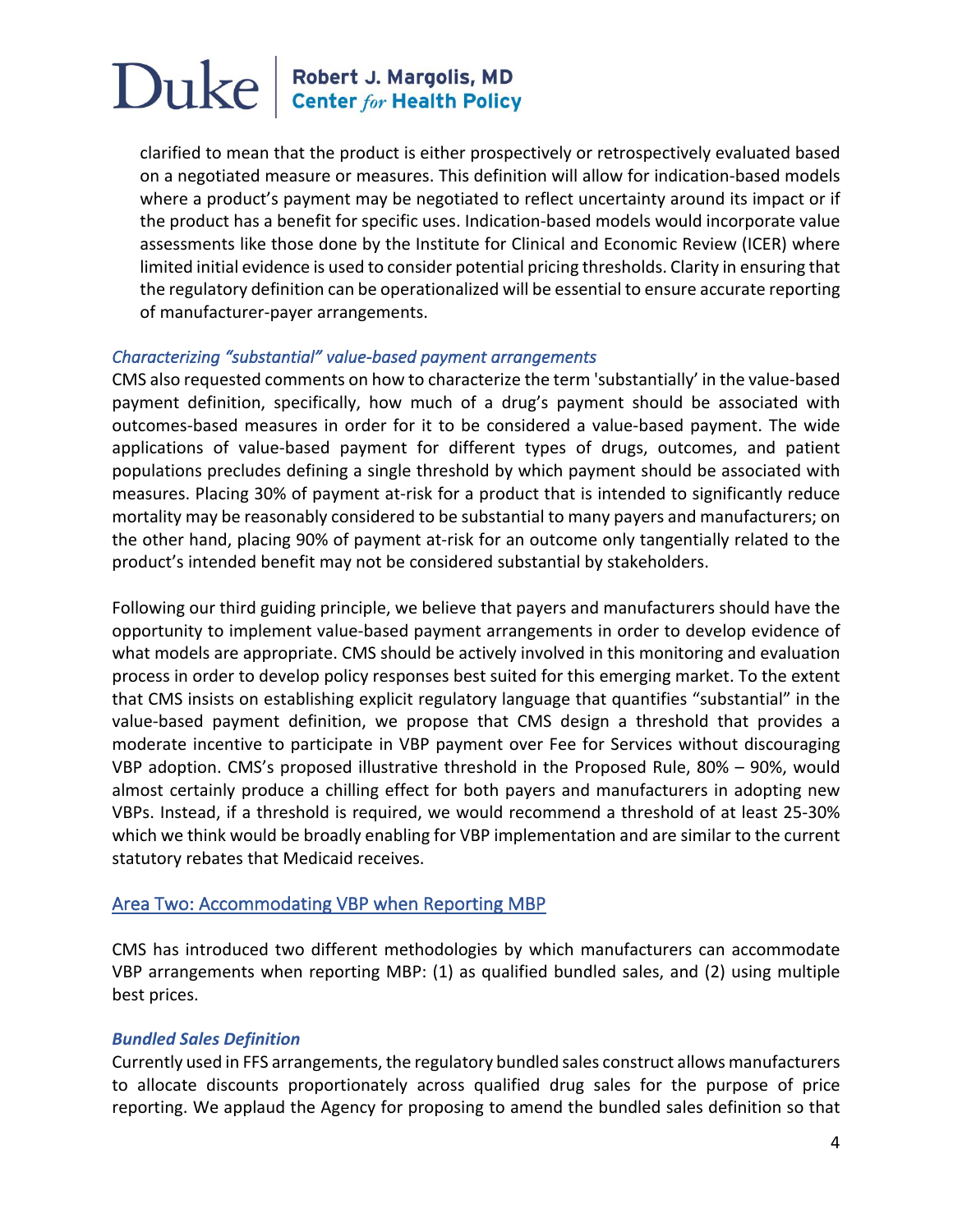clarified to mean that the product is either prospectively or retrospectively evaluated based on a negotiated measure or measures. This definition will allow for indication-based models where a product's payment may be negotiated to reflect uncertainty around its impact or if the product has a benefit for specific uses. Indication-based models would incorporate value assessments like those done by the Institute for Clinical and Economic Review (ICER) where limited initial evidence is used to consider potential pricing thresholds. Clarity in ensuring that the regulatory definition can be operationalized will be essential to ensure accurate reporting of manufacturer-payer arrangements.

### *Characterizing "substantial" value-based payment arrangements*

CMS also requested comments on how to characterize the term 'substantially' in the value-based payment definition, specifically, how much of a drug's payment should be associated with outcomes-based measures in order for it to be considered a value-based payment. The wide applications of value-based payment for different types of drugs, outcomes, and patient populations precludes defining a single threshold by which payment should be associated with measures. Placing 30% of payment at-risk for a product that is intended to significantly reduce mortality may be reasonably considered to be substantial to many payers and manufacturers; on the other hand, placing 90% of payment at-risk for an outcome only tangentially related to the product's intended benefit may not be considered substantial by stakeholders.

Following our third guiding principle, we believe that payers and manufacturers should have the opportunity to implement value-based payment arrangements in order to develop evidence of what models are appropriate. CMS should be actively involved in this monitoring and evaluation process in order to develop policy responses best suited for this emerging market. To the extent that CMS insists on establishing explicit regulatory language that quantifies "substantial" in the value-based payment definition, we propose that CMS design a threshold that provides a moderate incentive to participate in VBP payment over Fee for Services without discouraging VBP adoption. CMS's proposed illustrative threshold in the Proposed Rule, 80% – 90%, would almost certainly produce a chilling effect for both payers and manufacturers in adopting new VBPs. Instead, if a threshold is required, we would recommend a threshold of at least 25-30% which we think would be broadly enabling for VBP implementation and are similar to the current statutory rebates that Medicaid receives.

## Area Two: Accommodating VBP when Reporting MBP

CMS has introduced two different methodologies by which manufacturers can accommodate VBP arrangements when reporting MBP: (1) as qualified bundled sales, and (2) using multiple best prices.

### ***Bundled Sales Definition***

Currently used in FFS arrangements, the regulatory bundled sales construct allows manufacturers to allocate discounts proportionately across qualified drug sales for the purpose of price reporting. We applaud the Agency for proposing to amend the bundled sales definition so that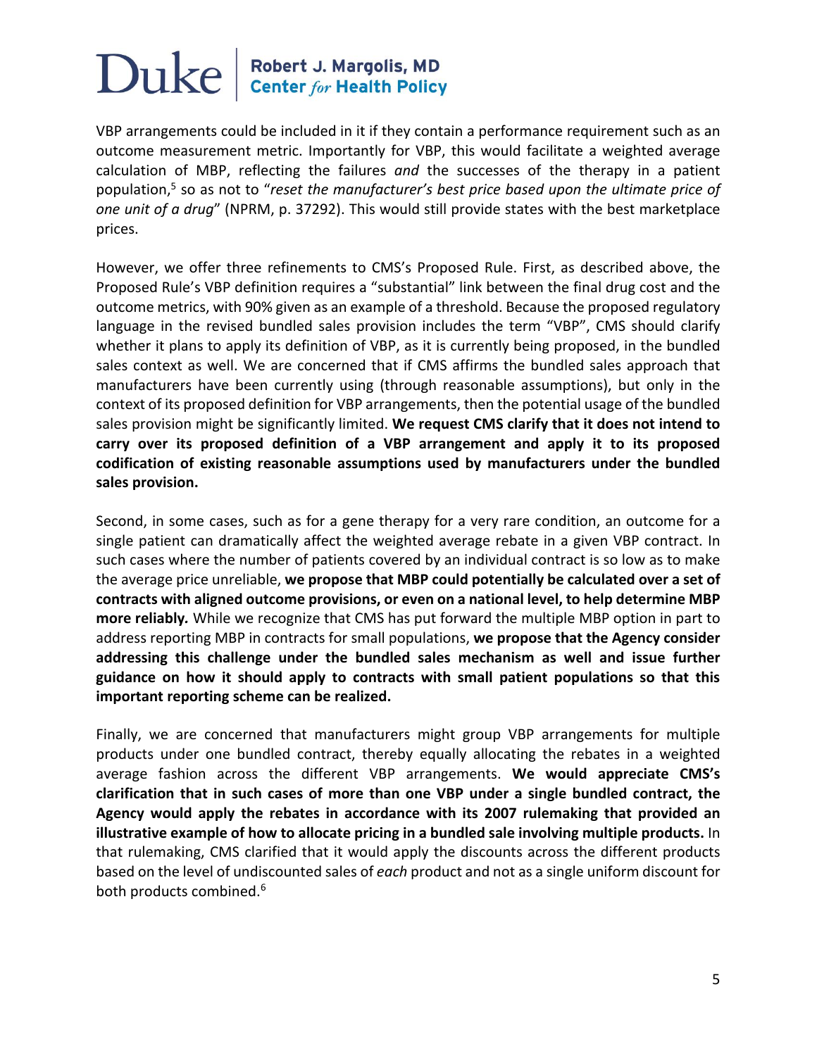VBP arrangements could be included in it if they contain a performance requirement such as an outcome measurement metric. Importantly for VBP, this would facilitate a weighted average calculation of MBP, reflecting the failures *and* the successes of the therapy in a patient population,[5] so as not to "*reset the manufacturer's best price based upon the ultimate price of one unit of a drug*" (NPRM, p. 37292). This would still provide states with the best marketplace prices.

However, we offer three refinements to CMS's Proposed Rule. First, as described above, the Proposed Rule's VBP definition requires a "substantial" link between the final drug cost and the outcome metrics, with 90% given as an example of a threshold. Because the proposed regulatory language in the revised bundled sales provision includes the term "VBP", CMS should clarify whether it plans to apply its definition of VBP, as it is currently being proposed, in the bundled sales context as well. We are concerned that if CMS affirms the bundled sales approach that manufacturers have been currently using (through reasonable assumptions), but only in the context of its proposed definition for VBP arrangements, then the potential usage of the bundled sales provision might be significantly limited. **We request CMS clarify that it does not intend to carry over its proposed definition of a VBP arrangement and apply it to its proposed codification of existing reasonable assumptions used by manufacturers under the bundled sales provision.**

Second, in some cases, such as for a gene therapy for a very rare condition, an outcome for a single patient can dramatically affect the weighted average rebate in a given VBP contract. In such cases where the number of patients covered by an individual contract is so low as to make the average price unreliable, **we propose that MBP could potentially be calculated over a set of contracts with aligned outcome provisions, or even on a national level, to help determine MBP more reliably.** While we recognize that CMS has put forward the multiple MBP option in part to address reporting MBP in contracts for small populations, **we propose that the Agency consider addressing this challenge under the bundled sales mechanism as well and issue further guidance on how it should apply to contracts with small patient populations so that this important reporting scheme can be realized.**

Finally, we are concerned that manufacturers might group VBP arrangements for multiple products under one bundled contract, thereby equally allocating the rebates in a weighted average fashion across the different VBP arrangements. **We would appreciate CMS's clarification that in such cases of more than one VBP under a single bundled contract, the Agency would apply the rebates in accordance with its 2007 rulemaking that provided an illustrative example of how to allocate pricing in a bundled sale involving multiple products.** In that rulemaking, CMS clarified that it would apply the discounts across the different products based on the level of undiscounted sales of *each* product and not as a single uniform discount for both products combined.[6]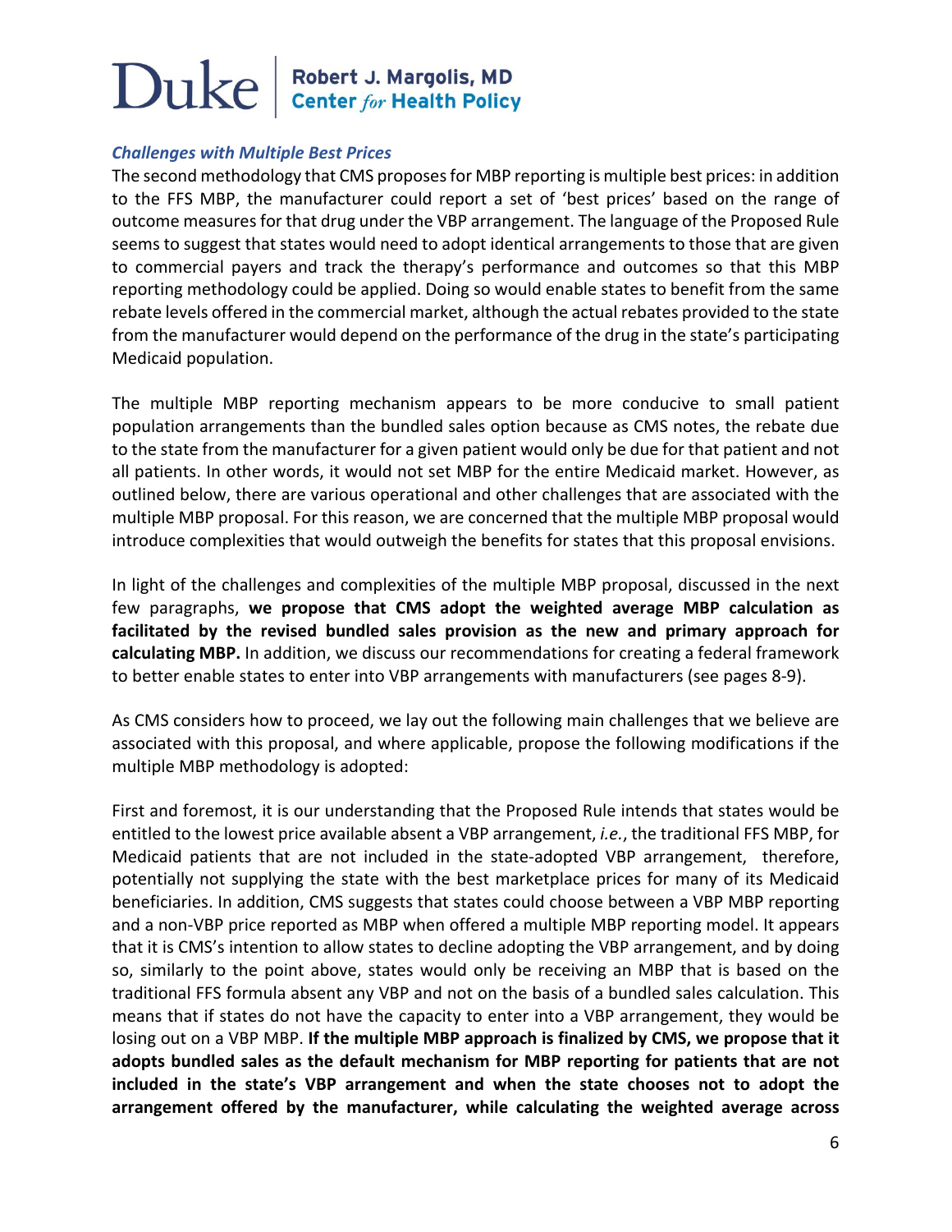***Challenges with Multiple Best Prices***

The second methodology that CMS proposes for MBP reporting is multiple best prices: in addition to the FFS MBP, the manufacturer could report a set of 'best prices' based on the range of outcome measures for that drug under the VBP arrangement. The language of the Proposed Rule seems to suggest that states would need to adopt identical arrangements to those that are given to commercial payers and track the therapy's performance and outcomes so that this MBP reporting methodology could be applied. Doing so would enable states to benefit from the same rebate levels offered in the commercial market, although the actual rebates provided to the state from the manufacturer would depend on the performance of the drug in the state's participating Medicaid population.

The multiple MBP reporting mechanism appears to be more conducive to small patient population arrangements than the bundled sales option because as CMS notes, the rebate due to the state from the manufacturer for a given patient would only be due for that patient and not all patients. In other words, it would not set MBP for the entire Medicaid market. However, as outlined below, there are various operational and other challenges that are associated with the multiple MBP proposal. For this reason, we are concerned that the multiple MBP proposal would introduce complexities that would outweigh the benefits for states that this proposal envisions.

In light of the challenges and complexities of the multiple MBP proposal, discussed in the next few paragraphs, **we propose that CMS adopt the weighted average MBP calculation as facilitated by the revised bundled sales provision as the new and primary approach for calculating MBP.** In addition, we discuss our recommendations for creating a federal framework to better enable states to enter into VBP arrangements with manufacturers (see pages 8-9).

As CMS considers how to proceed, we lay out the following main challenges that we believe are associated with this proposal, and where applicable, propose the following modifications if the multiple MBP methodology is adopted:

First and foremost, it is our understanding that the Proposed Rule intends that states would be entitled to the lowest price available absent a VBP arrangement, *i.e.*, the traditional FFS MBP, for Medicaid patients that are not included in the state-adopted VBP arrangement, therefore, potentially not supplying the state with the best marketplace prices for many of its Medicaid beneficiaries. In addition, CMS suggests that states could choose between a VBP MBP reporting and a non-VBP price reported as MBP when offered a multiple MBP reporting model. It appears that it is CMS's intention to allow states to decline adopting the VBP arrangement, and by doing so, similarly to the point above, states would only be receiving an MBP that is based on the traditional FFS formula absent any VBP and not on the basis of a bundled sales calculation. This means that if states do not have the capacity to enter into a VBP arrangement, they would be losing out on a VBP MBP. **If the multiple MBP approach is finalized by CMS, we propose that it adopts bundled sales as the default mechanism for MBP reporting for patients that are not included in the state's VBP arrangement and when the state chooses not to adopt the arrangement offered by the manufacturer, while calculating the weighted average across**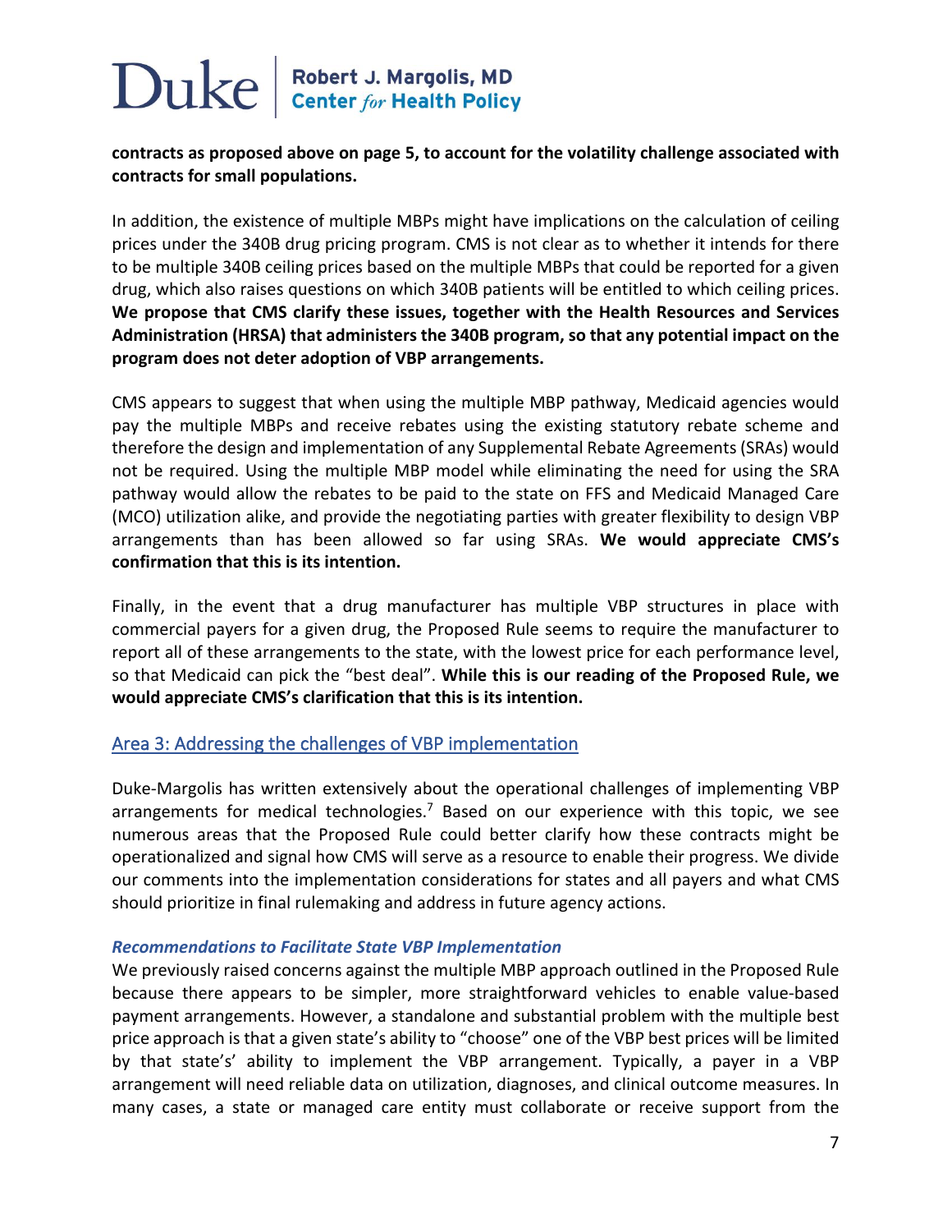**contracts as proposed above on page 5, to account for the volatility challenge associated with contracts for small populations.**

In addition, the existence of multiple MBPs might have implications on the calculation of ceiling prices under the 340B drug pricing program. CMS is not clear as to whether it intends for there to be multiple 340B ceiling prices based on the multiple MBPs that could be reported for a given drug, which also raises questions on which 340B patients will be entitled to which ceiling prices. **We propose that CMS clarify these issues, together with the Health Resources and Services Administration (HRSA) that administers the 340B program, so that any potential impact on the program does not deter adoption of VBP arrangements.**

CMS appears to suggest that when using the multiple MBP pathway, Medicaid agencies would pay the multiple MBPs and receive rebates using the existing statutory rebate scheme and therefore the design and implementation of any Supplemental Rebate Agreements (SRAs) would not be required. Using the multiple MBP model while eliminating the need for using the SRA pathway would allow the rebates to be paid to the state on FFS and Medicaid Managed Care (MCO) utilization alike, and provide the negotiating parties with greater flexibility to design VBP arrangements than has been allowed so far using SRAs. **We would appreciate CMS's confirmation that this is its intention.**

Finally, in the event that a drug manufacturer has multiple VBP structures in place with commercial payers for a given drug, the Proposed Rule seems to require the manufacturer to report all of these arrangements to the state, with the lowest price for each performance level, so that Medicaid can pick the "best deal". **While this is our reading of the Proposed Rule, we would appreciate CMS's clarification that this is its intention.**

## Area 3: Addressing the challenges of VBP implementation

Duke-Margolis has written extensively about the operational challenges of implementing VBP arrangements for medical technologies.[7] Based on our experience with this topic, we see numerous areas that the Proposed Rule could better clarify how these contracts might be operationalized and signal how CMS will serve as a resource to enable their progress. We divide our comments into the implementation considerations for states and all payers and what CMS should prioritize in final rulemaking and address in future agency actions.

### *Recommendations to Facilitate State VBP Implementation*

We previously raised concerns against the multiple MBP approach outlined in the Proposed Rule because there appears to be simpler, more straightforward vehicles to enable value-based payment arrangements. However, a standalone and substantial problem with the multiple best price approach is that a given state's ability to "choose" one of the VBP best prices will be limited by that state's' ability to implement the VBP arrangement. Typically, a payer in a VBP arrangement will need reliable data on utilization, diagnoses, and clinical outcome measures. In many cases, a state or managed care entity must collaborate or receive support from the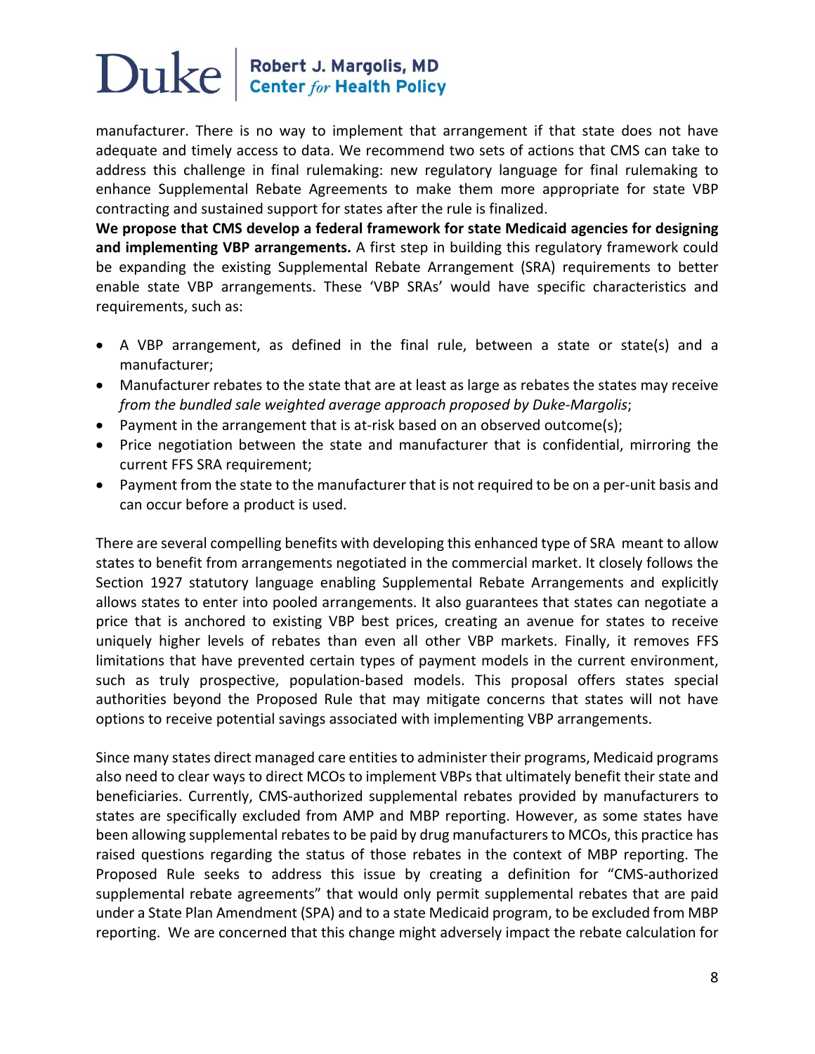manufacturer. There is no way to implement that arrangement if that state does not have adequate and timely access to data. We recommend two sets of actions that CMS can take to address this challenge in final rulemaking: new regulatory language for final rulemaking to enhance Supplemental Rebate Agreements to make them more appropriate for state VBP contracting and sustained support for states after the rule is finalized.

**We propose that CMS develop a federal framework for state Medicaid agencies for designing and implementing VBP arrangements.** A first step in building this regulatory framework could be expanding the existing Supplemental Rebate Arrangement (SRA) requirements to better enable state VBP arrangements. These 'VBP SRAs' would have specific characteristics and requirements, such as:

- A VBP arrangement, as defined in the final rule, between a state or state(s) and a manufacturer;
- Manufacturer rebates to the state that are at least as large as rebates the states may receive *from the bundled sale weighted average approach proposed by Duke-Margolis*;
- Payment in the arrangement that is at-risk based on an observed outcome(s);
- Price negotiation between the state and manufacturer that is confidential, mirroring the current FFS SRA requirement;
- Payment from the state to the manufacturer that is not required to be on a per-unit basis and can occur before a product is used.

There are several compelling benefits with developing this enhanced type of SRA meant to allow states to benefit from arrangements negotiated in the commercial market. It closely follows the Section 1927 statutory language enabling Supplemental Rebate Arrangements and explicitly allows states to enter into pooled arrangements. It also guarantees that states can negotiate a price that is anchored to existing VBP best prices, creating an avenue for states to receive uniquely higher levels of rebates than even all other VBP markets. Finally, it removes FFS limitations that have prevented certain types of payment models in the current environment, such as truly prospective, population-based models. This proposal offers states special authorities beyond the Proposed Rule that may mitigate concerns that states will not have options to receive potential savings associated with implementing VBP arrangements.

Since many states direct managed care entities to administer their programs, Medicaid programs also need to clear ways to direct MCOs to implement VBPs that ultimately benefit their state and beneficiaries. Currently, CMS-authorized supplemental rebates provided by manufacturers to states are specifically excluded from AMP and MBP reporting. However, as some states have been allowing supplemental rebates to be paid by drug manufacturers to MCOs, this practice has raised questions regarding the status of those rebates in the context of MBP reporting. The Proposed Rule seeks to address this issue by creating a definition for "CMS-authorized supplemental rebate agreements" that would only permit supplemental rebates that are paid under a State Plan Amendment (SPA) and to a state Medicaid program, to be excluded from MBP reporting. We are concerned that this change might adversely impact the rebate calculation for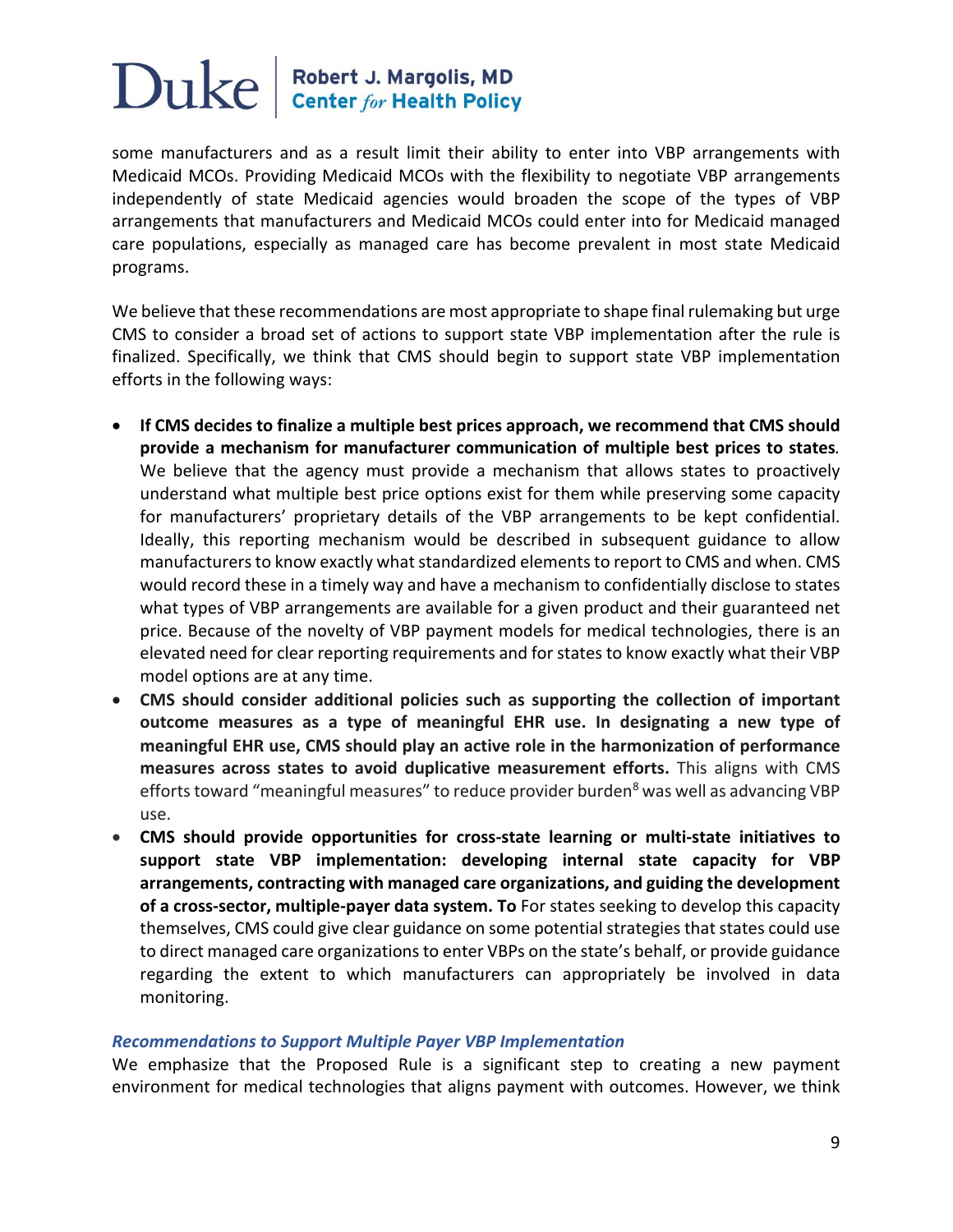some manufacturers and as a result limit their ability to enter into VBP arrangements with Medicaid MCOs. Providing Medicaid MCOs with the flexibility to negotiate VBP arrangements independently of state Medicaid agencies would broaden the scope of the types of VBP arrangements that manufacturers and Medicaid MCOs could enter into for Medicaid managed care populations, especially as managed care has become prevalent in most state Medicaid programs.

We believe that these recommendations are most appropriate to shape final rulemaking but urge CMS to consider a broad set of actions to support state VBP implementation after the rule is finalized. Specifically, we think that CMS should begin to support state VBP implementation efforts in the following ways:

- **If CMS decides to finalize a multiple best prices approach, we recommend that CMS should provide a mechanism for manufacturer communication of multiple best prices to states***.* We believe that the agency must provide a mechanism that allows states to proactively understand what multiple best price options exist for them while preserving some capacity for manufacturers' proprietary details of the VBP arrangements to be kept confidential. Ideally, this reporting mechanism would be described in subsequent guidance to allow manufacturers to know exactly what standardized elements to report to CMS and when. CMS would record these in a timely way and have a mechanism to confidentially disclose to states what types of VBP arrangements are available for a given product and their guaranteed net price. Because of the novelty of VBP payment models for medical technologies, there is an elevated need for clear reporting requirements and for states to know exactly what their VBP model options are at any time.
- **CMS should consider additional policies such as supporting the collection of important outcome measures as a type of meaningful EHR use. In designating a new type of meaningful EHR use, CMS should play an active role in the harmonization of performance measures across states to avoid duplicative measurement efforts.** This aligns with CMS efforts toward "meaningful measures" to reduce provider burden[8] was well as advancing VBP use.
- **CMS should provide opportunities for cross-state learning or multi-state initiatives to support state VBP implementation: developing internal state capacity for VBP arrangements, contracting with managed care organizations, and guiding the development of a cross-sector, multiple-payer data system. To** For states seeking to develop this capacity themselves, CMS could give clear guidance on some potential strategies that states could use to direct managed care organizations to enter VBPs on the state's behalf, or provide guidance regarding the extent to which manufacturers can appropriately be involved in data monitoring.

### *Recommendations to Support Multiple Payer VBP Implementation*

We emphasize that the Proposed Rule is a significant step to creating a new payment environment for medical technologies that aligns payment with outcomes. However, we think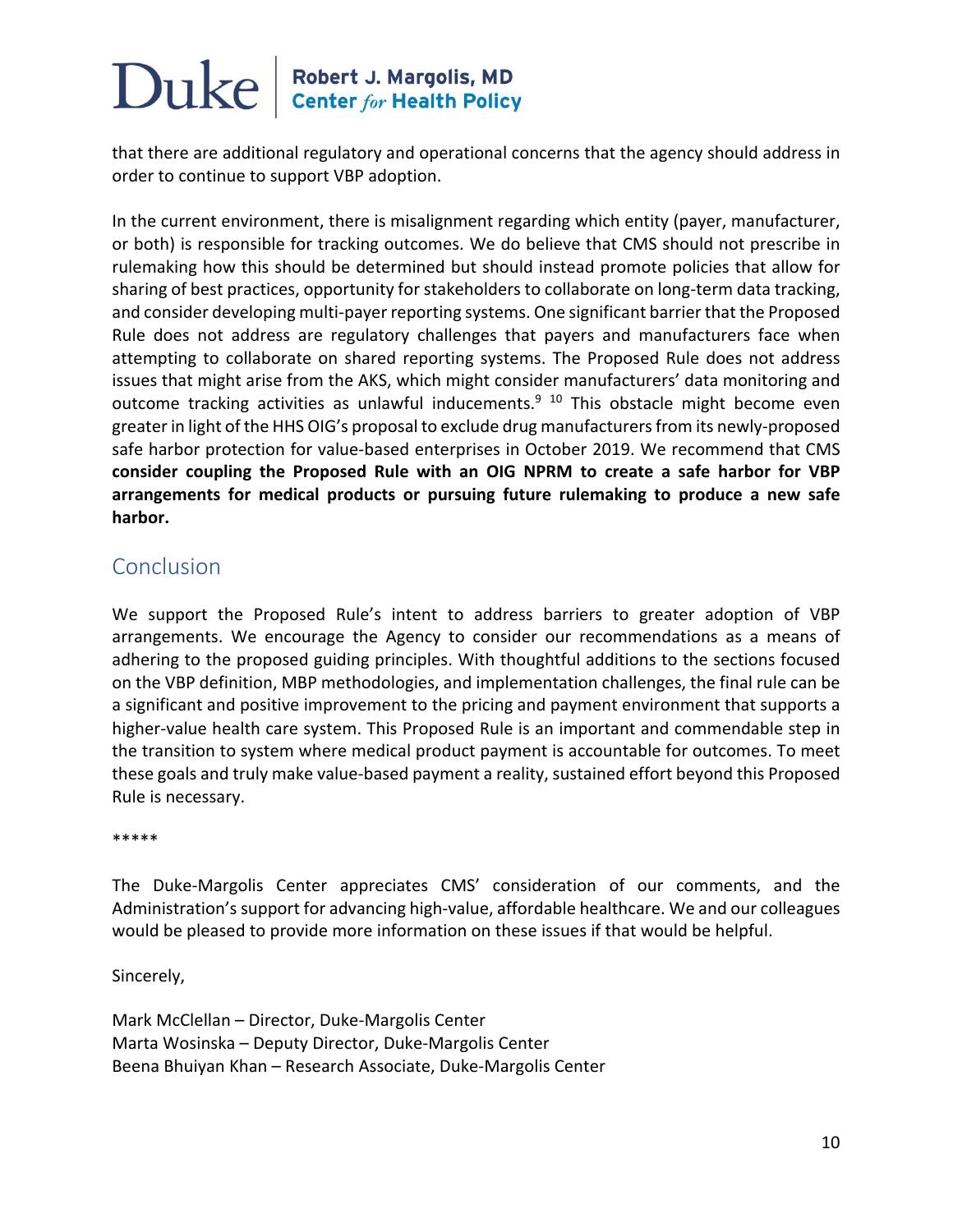that there are additional regulatory and operational concerns that the agency should address in order to continue to support VBP adoption.

In the current environment, there is misalignment regarding which entity (payer, manufacturer, or both) is responsible for tracking outcomes. We do believe that CMS should not prescribe in rulemaking how this should be determined but should instead promote policies that allow for sharing of best practices, opportunity for stakeholders to collaborate on long-term data tracking, and consider developing multi-payer reporting systems. One significant barrier that the Proposed Rule does not address are regulatory challenges that payers and manufacturers face when attempting to collaborate on shared reporting systems. The Proposed Rule does not address issues that might arise from the AKS, which might consider manufacturers' data monitoring and outcome tracking activities as unlawful inducements.[9] [10] This obstacle might become even greater in light of the HHS OIG's proposal to exclude drug manufacturers from its newly-proposed safe harbor protection for value-based enterprises in October 2019. We recommend that CMS **consider coupling the Proposed Rule with an OIG NPRM to create a safe harbor for VBP arrangements for medical products or pursuing future rulemaking to produce a new safe harbor.**

## Conclusion

We support the Proposed Rule's intent to address barriers to greater adoption of VBP arrangements. We encourage the Agency to consider our recommendations as a means of adhering to the proposed guiding principles. With thoughtful additions to the sections focused on the VBP definition, MBP methodologies, and implementation challenges, the final rule can be a significant and positive improvement to the pricing and payment environment that supports a higher-value health care system. This Proposed Rule is an important and commendable step in the transition to system where medical product payment is accountable for outcomes. To meet these goals and truly make value-based payment a reality, sustained effort beyond this Proposed Rule is necessary.

*****

The Duke-Margolis Center appreciates CMS' consideration of our comments, and the Administration's support for advancing high-value, affordable healthcare. We and our colleagues would be pleased to provide more information on these issues if that would be helpful.

Sincerely,

Mark McClellan – Director, Duke-Margolis Center
Marta Wosinska – Deputy Director, Duke-Margolis Center
Beena Bhuiyan Khan – Research Associate, Duke-Margolis Center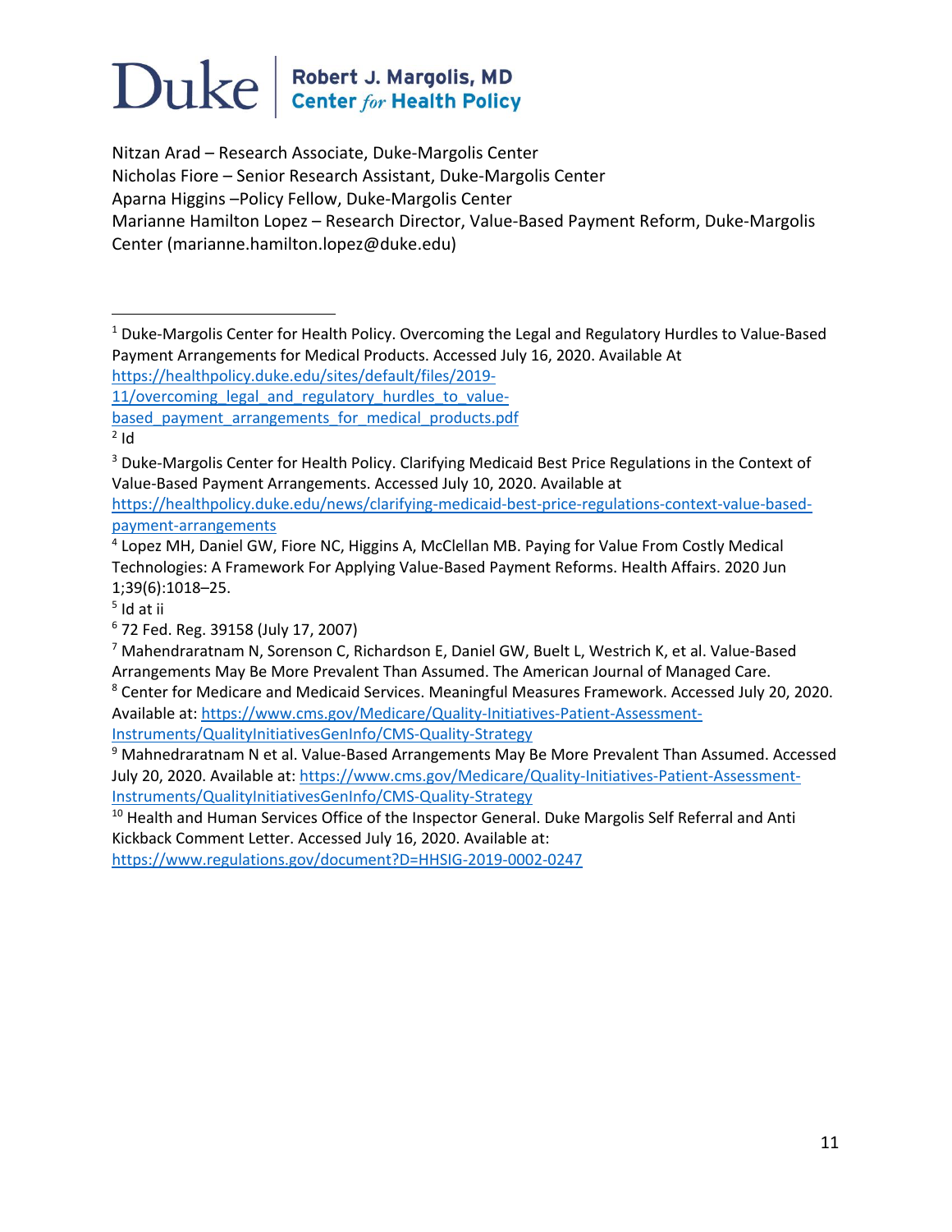Nitzan Arad – Research Associate, Duke-Margolis Center
Nicholas Fiore – Senior Research Assistant, Duke-Margolis Center
Aparna Higgins –Policy Fellow, Duke-Margolis Center
Marianne Hamilton Lopez – Research Director, Value-Based Payment Reform, Duke-Margolis Center (marianne.hamilton.lopez@duke.edu)

---

[1] Duke-Margolis Center for Health Policy. Overcoming the Legal and Regulatory Hurdles to Value-Based Payment Arrangements for Medical Products. Accessed July 16, 2020. Available At https://healthpolicy.duke.edu/sites/default/files/2019-11/overcoming_legal_and_regulatory_hurdles_to_value-based_payment_arrangements_for_medical_products.pdf

[2] Id

[3] Duke-Margolis Center for Health Policy. Clarifying Medicaid Best Price Regulations in the Context of Value-Based Payment Arrangements. Accessed July 10, 2020. Available at https://healthpolicy.duke.edu/news/clarifying-medicaid-best-price-regulations-context-value-based-payment-arrangements

[4] Lopez MH, Daniel GW, Fiore NC, Higgins A, McClellan MB. Paying for Value From Costly Medical Technologies: A Framework For Applying Value-Based Payment Reforms. Health Affairs. 2020 Jun 1;39(6):1018–25.

[5] Id at ii

[6] 72 Fed. Reg. 39158 (July 17, 2007)

[7] Mahendraratnam N, Sorenson C, Richardson E, Daniel GW, Buelt L, Westrich K, et al. Value-Based Arrangements May Be More Prevalent Than Assumed. The American Journal of Managed Care.

[8] Center for Medicare and Medicaid Services. Meaningful Measures Framework. Accessed July 20, 2020. Available at: https://www.cms.gov/Medicare/Quality-Initiatives-Patient-Assessment-Instruments/QualityInitiativesGenInfo/CMS-Quality-Strategy

[9] Mahnedraratnam N et al. Value-Based Arrangements May Be More Prevalent Than Assumed. Accessed July 20, 2020. Available at: https://www.cms.gov/Medicare/Quality-Initiatives-Patient-Assessment-Instruments/QualityInitiativesGenInfo/CMS-Quality-Strategy

[10] Health and Human Services Office of the Inspector General. Duke Margolis Self Referral and Anti Kickback Comment Letter. Accessed July 16, 2020. Available at: https://www.regulations.gov/document?D=HHSIG-2019-0002-0247